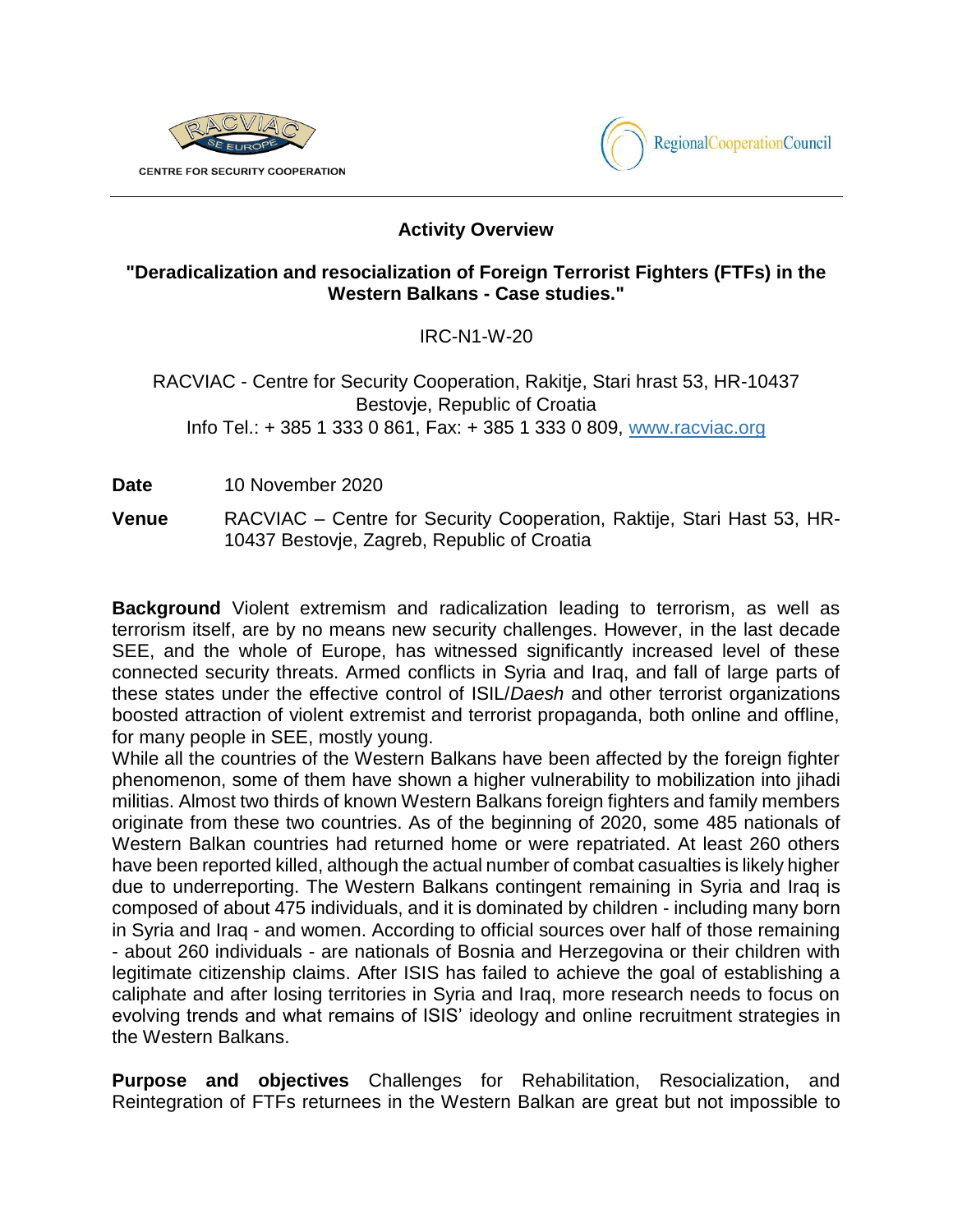CENTRE FOR SECURITY COOPERATION

RegionalCooperationCouncil

## Activity Overview

### "Deradicalization and resocialization of Foreign Terrorist Fighters (FTFs) in the Western Balkans - Case studies."

IRC-N1-W-20

RACVIAC - Centre for Security Cooperation, Rakitje, Stari hrast 53, HR-10437 Bestovje, Republic of Croatia
Info Tel.: + 385 1 333 0 861, Fax: + 385 1 333 0 809, www.racviac.org

**Date** 10 November 2020

**Venue** RACVIAC – Centre for Security Cooperation, Raktije, Stari Hast 53, HR-10437 Bestovje, Zagreb, Republic of Croatia

**Background** Violent extremism and radicalization leading to terrorism, as well as terrorism itself, are by no means new security challenges. However, in the last decade SEE, and the whole of Europe, has witnessed significantly increased level of these connected security threats. Armed conflicts in Syria and Iraq, and fall of large parts of these states under the effective control of ISIL/*Daesh* and other terrorist organizations boosted attraction of violent extremist and terrorist propaganda, both online and offline, for many people in SEE, mostly young.
While all the countries of the Western Balkans have been affected by the foreign fighter phenomenon, some of them have shown a higher vulnerability to mobilization into jihadi militias. Almost two thirds of known Western Balkans foreign fighters and family members originate from these two countries. As of the beginning of 2020, some 485 nationals of Western Balkan countries had returned home or were repatriated. At least 260 others have been reported killed, although the actual number of combat casualties is likely higher due to underreporting. The Western Balkans contingent remaining in Syria and Iraq is composed of about 475 individuals, and it is dominated by children - including many born in Syria and Iraq - and women. According to official sources over half of those remaining - about 260 individuals - are nationals of Bosnia and Herzegovina or their children with legitimate citizenship claims. After ISIS has failed to achieve the goal of establishing a caliphate and after losing territories in Syria and Iraq, more research needs to focus on evolving trends and what remains of ISIS' ideology and online recruitment strategies in the Western Balkans.

**Purpose and objectives** Challenges for Rehabilitation, Resocialization, and Reintegration of FTFs returnees in the Western Balkan are great but not impossible to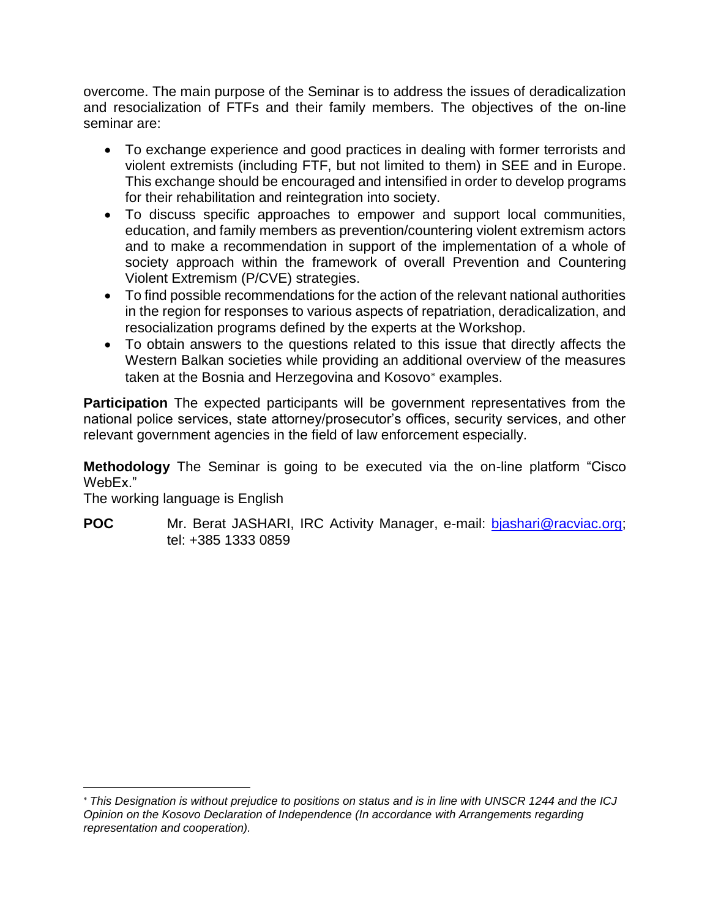overcome. The main purpose of the Seminar is to address the issues of deradicalization and resocialization of FTFs and their family members. The objectives of the on-line seminar are:

- To exchange experience and good practices in dealing with former terrorists and violent extremists (including FTF, but not limited to them) in SEE and in Europe. This exchange should be encouraged and intensified in order to develop programs for their rehabilitation and reintegration into society.
- To discuss specific approaches to empower and support local communities, education, and family members as prevention/countering violent extremism actors and to make a recommendation in support of the implementation of a whole of society approach within the framework of overall Prevention and Countering Violent Extremism (P/CVE) strategies.
- To find possible recommendations for the action of the relevant national authorities in the region for responses to various aspects of repatriation, deradicalization, and resocialization programs defined by the experts at the Workshop.
- To obtain answers to the questions related to this issue that directly affects the Western Balkan societies while providing an additional overview of the measures taken at the Bosnia and Herzegovina and Kosovo* examples.

**Participation** The expected participants will be government representatives from the national police services, state attorney/prosecutor's offices, security services, and other relevant government agencies in the field of law enforcement especially.

**Methodology** The Seminar is going to be executed via the on-line platform "Cisco WebEx."
The working language is English

**POC** Mr. Berat JASHARI, IRC Activity Manager, e-mail: bjashari@racviac.org; tel: +385 1333 0859

---

* *This Designation is without prejudice to positions on status and is in line with UNSCR 1244 and the ICJ Opinion on the Kosovo Declaration of Independence (In accordance with Arrangements regarding representation and cooperation).*